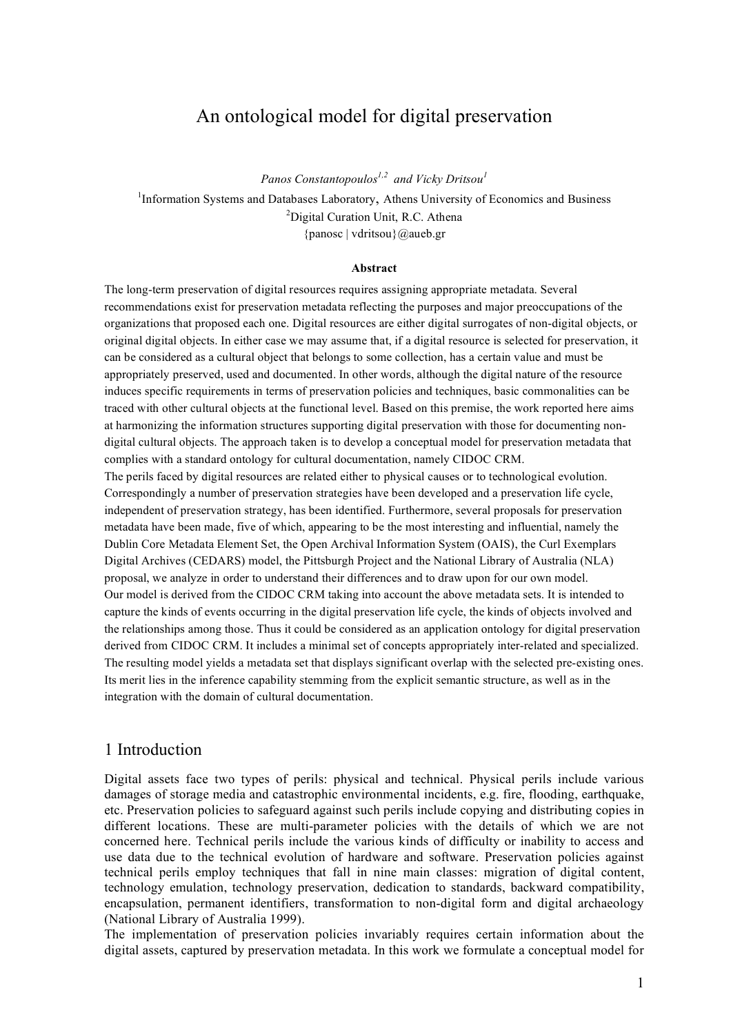# An ontological model for digital preservation

*Panos Constantopoulos*[1,2] *and Vicky Dritsou*[1]

[1]Information Systems and Databases Laboratory, Athens University of Economics and Business

[2]Digital Curation Unit, R.C. Athena

{panosc | vdritsou}@aueb.gr

**Abstract**

The long-term preservation of digital resources requires assigning appropriate metadata. Several recommendations exist for preservation metadata reflecting the purposes and major preoccupations of the organizations that proposed each one. Digital resources are either digital surrogates of non-digital objects, or original digital objects. In either case we may assume that, if a digital resource is selected for preservation, it can be considered as a cultural object that belongs to some collection, has a certain value and must be appropriately preserved, used and documented. In other words, although the digital nature of the resource induces specific requirements in terms of preservation policies and techniques, basic commonalities can be traced with other cultural objects at the functional level. Based on this premise, the work reported here aims at harmonizing the information structures supporting digital preservation with those for documenting non-digital cultural objects. The approach taken is to develop a conceptual model for preservation metadata that complies with a standard ontology for cultural documentation, namely CIDOC CRM.

The perils faced by digital resources are related either to physical causes or to technological evolution. Correspondingly a number of preservation strategies have been developed and a preservation life cycle, independent of preservation strategy, has been identified. Furthermore, several proposals for preservation metadata have been made, five of which, appearing to be the most interesting and influential, namely the Dublin Core Metadata Element Set, the Open Archival Information System (OAIS), the Curl Exemplars Digital Archives (CEDARS) model, the Pittsburgh Project and the National Library of Australia (NLA) proposal, we analyze in order to understand their differences and to draw upon for our own model.

Our model is derived from the CIDOC CRM taking into account the above metadata sets. It is intended to capture the kinds of events occurring in the digital preservation life cycle, the kinds of objects involved and the relationships among those. Thus it could be considered as an application ontology for digital preservation derived from CIDOC CRM. It includes a minimal set of concepts appropriately inter-related and specialized. The resulting model yields a metadata set that displays significant overlap with the selected pre-existing ones. Its merit lies in the inference capability stemming from the explicit semantic structure, as well as in the integration with the domain of cultural documentation.

## 1 Introduction

Digital assets face two types of perils: physical and technical. Physical perils include various damages of storage media and catastrophic environmental incidents, e.g. fire, flooding, earthquake, etc. Preservation policies to safeguard against such perils include copying and distributing copies in different locations. These are multi-parameter policies with the details of which we are not concerned here. Technical perils include the various kinds of difficulty or inability to access and use data due to the technical evolution of hardware and software. Preservation policies against technical perils employ techniques that fall in nine main classes: migration of digital content, technology emulation, technology preservation, dedication to standards, backward compatibility, encapsulation, permanent identifiers, transformation to non-digital form and digital archaeology (National Library of Australia 1999).

The implementation of preservation policies invariably requires certain information about the digital assets, captured by preservation metadata. In this work we formulate a conceptual model for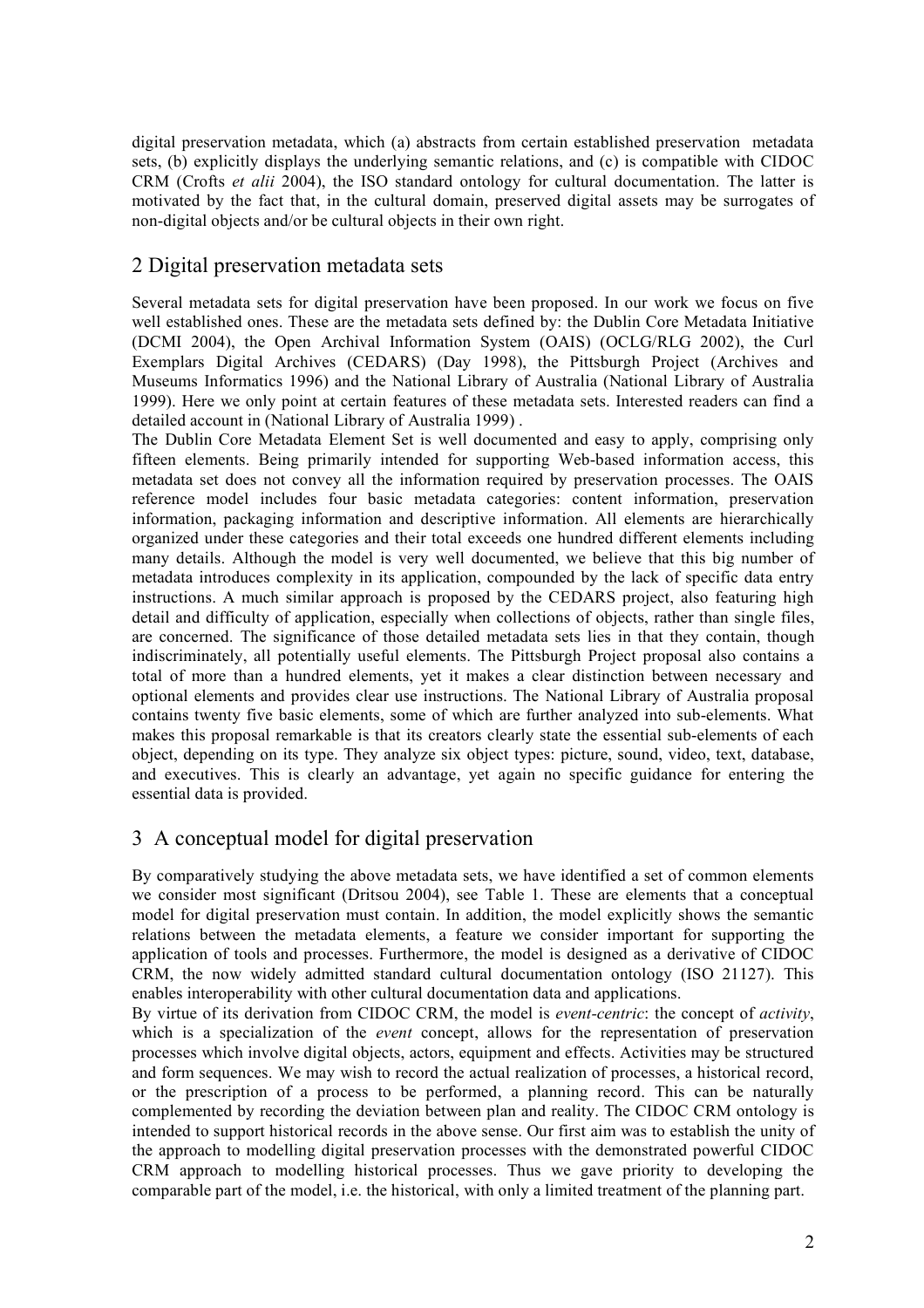digital preservation metadata, which (a) abstracts from certain established preservation metadata sets, (b) explicitly displays the underlying semantic relations, and (c) is compatible with CIDOC CRM (Crofts *et alii* 2004), the ISO standard ontology for cultural documentation. The latter is motivated by the fact that, in the cultural domain, preserved digital assets may be surrogates of non-digital objects and/or be cultural objects in their own right.

## 2 Digital preservation metadata sets

Several metadata sets for digital preservation have been proposed. In our work we focus on five well established ones. These are the metadata sets defined by: the Dublin Core Metadata Initiative (DCMI 2004), the Open Archival Information System (OAIS) (OCLG/RLG 2002), the Curl Exemplars Digital Archives (CEDARS) (Day 1998), the Pittsburgh Project (Archives and Museums Informatics 1996) and the National Library of Australia (National Library of Australia 1999). Here we only point at certain features of these metadata sets. Interested readers can find a detailed account in (National Library of Australia 1999) .

The Dublin Core Metadata Element Set is well documented and easy to apply, comprising only fifteen elements. Being primarily intended for supporting Web-based information access, this metadata set does not convey all the information required by preservation processes. The OAIS reference model includes four basic metadata categories: content information, preservation information, packaging information and descriptive information. All elements are hierarchically organized under these categories and their total exceeds one hundred different elements including many details. Although the model is very well documented, we believe that this big number of metadata introduces complexity in its application, compounded by the lack of specific data entry instructions. A much similar approach is proposed by the CEDARS project, also featuring high detail and difficulty of application, especially when collections of objects, rather than single files, are concerned. The significance of those detailed metadata sets lies in that they contain, though indiscriminately, all potentially useful elements. The Pittsburgh Project proposal also contains a total of more than a hundred elements, yet it makes a clear distinction between necessary and optional elements and provides clear use instructions. The National Library of Australia proposal contains twenty five basic elements, some of which are further analyzed into sub-elements. What makes this proposal remarkable is that its creators clearly state the essential sub-elements of each object, depending on its type. They analyze six object types: picture, sound, video, text, database, and executives. This is clearly an advantage, yet again no specific guidance for entering the essential data is provided.

## 3 A conceptual model for digital preservation

By comparatively studying the above metadata sets, we have identified a set of common elements we consider most significant (Dritsou 2004), see Table 1. These are elements that a conceptual model for digital preservation must contain. In addition, the model explicitly shows the semantic relations between the metadata elements, a feature we consider important for supporting the application of tools and processes. Furthermore, the model is designed as a derivative of CIDOC CRM, the now widely admitted standard cultural documentation ontology (ISO 21127). This enables interoperability with other cultural documentation data and applications.

By virtue of its derivation from CIDOC CRM, the model is *event-centric*: the concept of *activity*, which is a specialization of the *event* concept, allows for the representation of preservation processes which involve digital objects, actors, equipment and effects. Activities may be structured and form sequences. We may wish to record the actual realization of processes, a historical record, or the prescription of a process to be performed, a planning record. This can be naturally complemented by recording the deviation between plan and reality. The CIDOC CRM ontology is intended to support historical records in the above sense. Our first aim was to establish the unity of the approach to modelling digital preservation processes with the demonstrated powerful CIDOC CRM approach to modelling historical processes. Thus we gave priority to developing the comparable part of the model, i.e. the historical, with only a limited treatment of the planning part.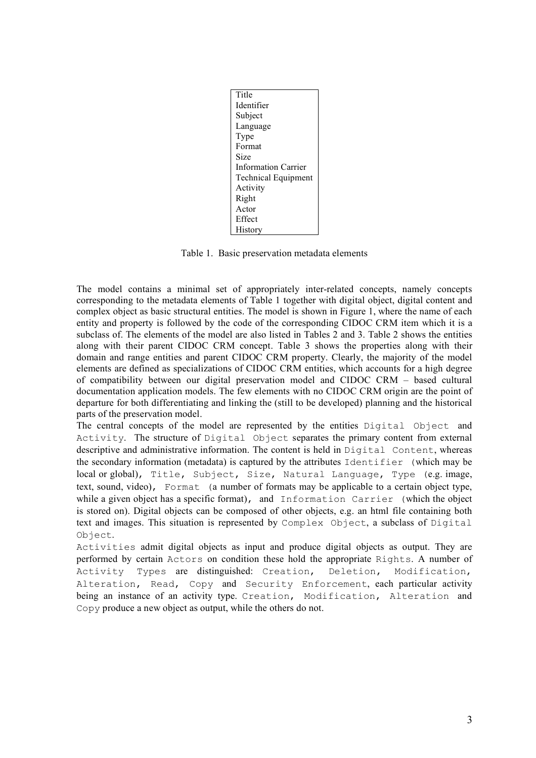| Title |
| --- |
| Identifier |
| Subject |
| Language |
| Type |
| Format |
| Size |
| Information Carrier |
| Technical Equipment |
| Activity |
| Right |
| Actor |
| Effect |
| History |

Table 1. Basic preservation metadata elements

The model contains a minimal set of appropriately inter-related concepts, namely concepts corresponding to the metadata elements of Table 1 together with digital object, digital content and complex object as basic structural entities. The model is shown in Figure 1, where the name of each entity and property is followed by the code of the corresponding CIDOC CRM item which it is a subclass of. The elements of the model are also listed in Tables 2 and 3. Table 2 shows the entities along with their parent CIDOC CRM concept. Table 3 shows the properties along with their domain and range entities and parent CIDOC CRM property. Clearly, the majority of the model elements are defined as specializations of CIDOC CRM entities, which accounts for a high degree of compatibility between our digital preservation model and CIDOC CRM – based cultural documentation application models. The few elements with no CIDOC CRM origin are the point of departure for both differentiating and linking the (still to be developed) planning and the historical parts of the preservation model.

The central concepts of the model are represented by the entities `Digital Object` and `Activity`. The structure of `Digital Object` separates the primary content from external descriptive and administrative information. The content is held in `Digital Content`, whereas the secondary information (metadata) is captured by the attributes `Identifier` (which may be local or global), `Title`, `Subject`, `Size`, `Natural Language`, `Type` (e.g. image, text, sound, video), `Format` (a number of formats may be applicable to a certain object type, while a given object has a specific format), and `Information Carrier` (which the object is stored on). Digital objects can be composed of other objects, e.g. an html file containing both text and images. This situation is represented by `Complex Object`, a subclass of `Digital Object`.

`Activities` admit digital objects as input and produce digital objects as output. They are performed by certain `Actors` on condition these hold the appropriate `Rights`. A number of `Activity Types` are distinguished: `Creation`, `Deletion`, `Modification`, `Alteration`, `Read`, `Copy` and `Security Enforcement`, each particular activity being an instance of an activity type. `Creation`, `Modification`, `Alteration` and `Copy` produce a new object as output, while the others do not.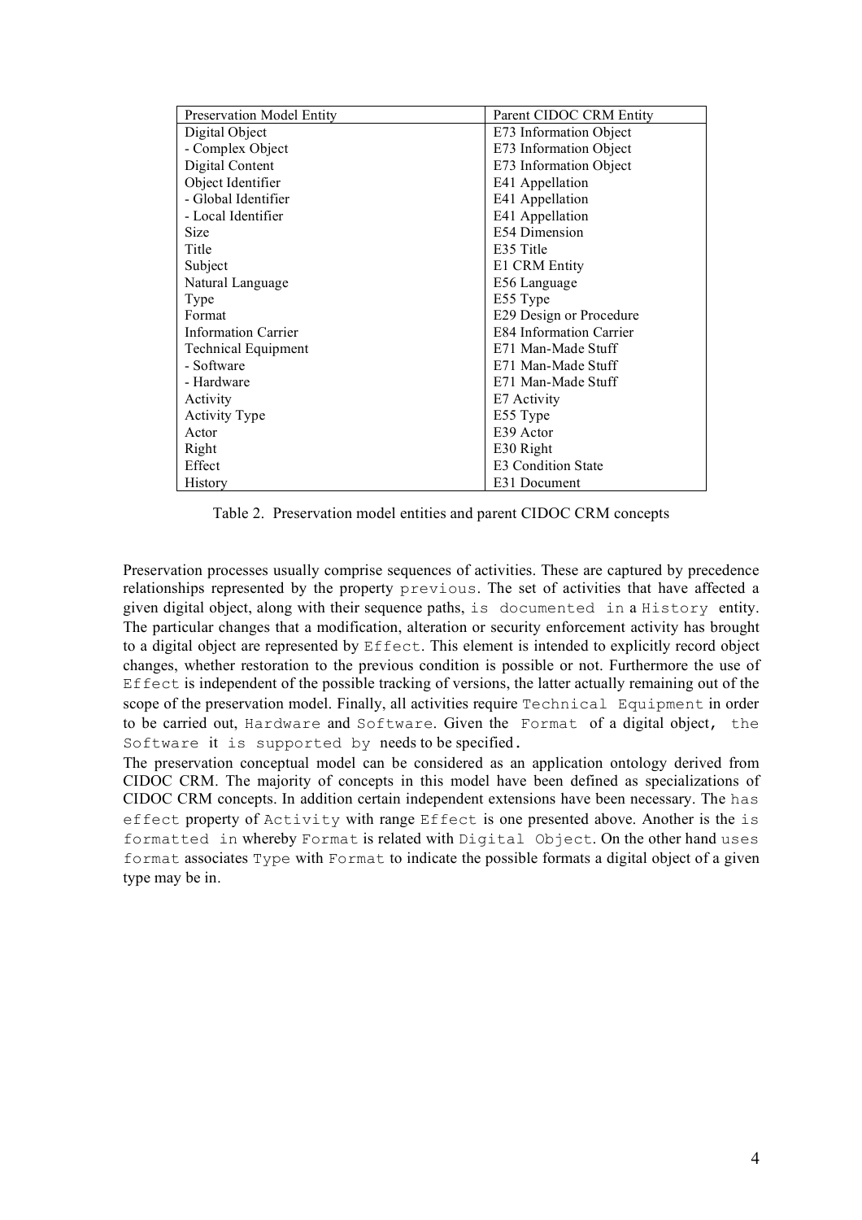| Preservation Model Entity | Parent CIDOC CRM Entity |
|---|---|
| Digital Object | E73 Information Object |
| - Complex Object | E73 Information Object |
| Digital Content | E73 Information Object |
| Object Identifier | E41 Appellation |
| - Global Identifier | E41 Appellation |
| - Local Identifier | E41 Appellation |
| Size | E54 Dimension |
| Title | E35 Title |
| Subject | E1 CRM Entity |
| Natural Language | E56 Language |
| Type | E55 Type |
| Format | E29 Design or Procedure |
| Information Carrier | E84 Information Carrier |
| Technical Equipment | E71 Man-Made Stuff |
| - Software | E71 Man-Made Stuff |
| - Hardware | E71 Man-Made Stuff |
| Activity | E7 Activity |
| Activity Type | E55 Type |
| Actor | E39 Actor |
| Right | E30 Right |
| Effect | E3 Condition State |
| History | E31 Document |

Table 2. Preservation model entities and parent CIDOC CRM concepts

Preservation processes usually comprise sequences of activities. These are captured by precedence relationships represented by the property `previous`. The set of activities that have affected a given digital object, along with their sequence paths, `is documented in` a `History` entity. The particular changes that a modification, alteration or security enforcement activity has brought to a digital object are represented by `Effect`. This element is intended to explicitly record object changes, whether restoration to the previous condition is possible or not. Furthermore the use of `Effect` is independent of the possible tracking of versions, the latter actually remaining out of the scope of the preservation model. Finally, all activities require `Technical Equipment` in order to be carried out, `Hardware` and `Software`. Given the `Format` of a digital object, the `Software` it `is supported by` needs to be specified.

The preservation conceptual model can be considered as an application ontology derived from CIDOC CRM. The majority of concepts in this model have been defined as specializations of CIDOC CRM concepts. In addition certain independent extensions have been necessary. The `has effect` property of `Activity` with range `Effect` is one presented above. Another is the `is formatted in` whereby `Format` is related with `Digital Object`. On the other hand `uses format` associates `Type` with `Format` to indicate the possible formats a digital object of a given type may be in.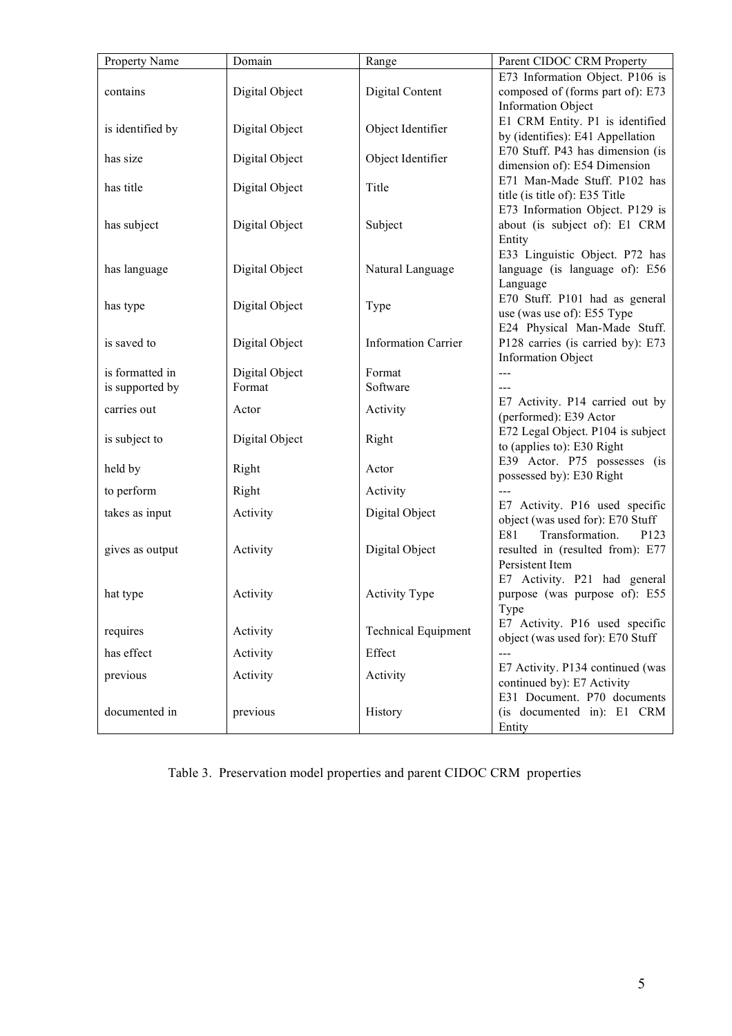| Property Name | Domain | Range | Parent CIDOC CRM Property |
|---|---|---|---|
| contains | Digital Object | Digital Content | E73 Information Object. P106 is composed of (forms part of): E73 Information Object |
| is identified by | Digital Object | Object Identifier | E1 CRM Entity. P1 is identified by (identifies): E41 Appellation |
| has size | Digital Object | Object Identifier | E70 Stuff. P43 has dimension (is dimension of): E54 Dimension |
| has title | Digital Object | Title | E71 Man-Made Stuff. P102 has title (is title of): E35 Title |
| has subject | Digital Object | Subject | E73 Information Object. P129 is about (is subject of): E1 CRM Entity |
| has language | Digital Object | Natural Language | E33 Linguistic Object. P72 has language (is language of): E56 Language |
| has type | Digital Object | Type | E70 Stuff. P101 had as general use (was use of): E55 Type |
| is saved to | Digital Object | Information Carrier | E24 Physical Man-Made Stuff. P128 carries (is carried by): E73 Information Object |
| is formatted in | Digital Object | Format | --- |
| is supported by | Format | Software | --- |
| carries out | Actor | Activity | E7 Activity. P14 carried out by (performed): E39 Actor |
| is subject to | Digital Object | Right | E72 Legal Object. P104 is subject to (applies to): E30 Right |
| held by | Right | Actor | E39 Actor. P75 possesses (is possessed by): E30 Right |
| to perform | Right | Activity | --- |
| takes as input | Activity | Digital Object | E7 Activity. P16 used specific object (was used for): E70 Stuff |
| gives as output | Activity | Digital Object | E81 Transformation. P123 resulted in (resulted from): E77 Persistent Item |
| hat type | Activity | Activity Type | E7 Activity. P21 had general purpose (was purpose of): E55 Type |
| requires | Activity | Technical Equipment | E7 Activity. P16 used specific object (was used for): E70 Stuff |
| has effect | Activity | Effect | --- |
| previous | Activity | Activity | E7 Activity. P134 continued (was continued by): E7 Activity |
| documented in | previous | History | E31 Document. P70 documents (is documented in): E1 CRM Entity |

Table 3. Preservation model properties and parent CIDOC CRM properties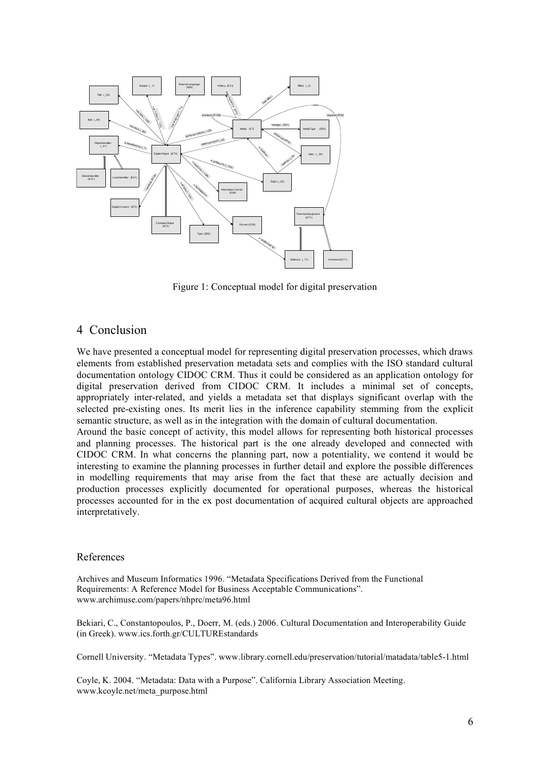Figure 1: Conceptual model for digital preservation

## 4 Conclusion

We have presented a conceptual model for representing digital preservation processes, which draws elements from established preservation metadata sets and complies with the ISO standard cultural documentation ontology CIDOC CRM. Thus it could be considered as an application ontology for digital preservation derived from CIDOC CRM. It includes a minimal set of concepts, appropriately inter-related, and yields a metadata set that displays significant overlap with the selected pre-existing ones. Its merit lies in the inference capability stemming from the explicit semantic structure, as well as in the integration with the domain of cultural documentation.

Around the basic concept of activity, this model allows for representing both historical processes and planning processes. The historical part is the one already developed and connected with CIDOC CRM. In what concerns the planning part, now a potentiality, we contend it would be interesting to examine the planning processes in further detail and explore the possible differences in modelling requirements that may arise from the fact that these are actually decision and production processes explicitly documented for operational purposes, whereas the historical processes accounted for in the ex post documentation of acquired cultural objects are approached interpretatively.

## References

Archives and Museum Informatics 1996. "Metadata Specifications Derived from the Functional Requirements: A Reference Model for Business Acceptable Communications". www.archimuse.com/papers/nhprc/meta96.html

Bekiari, C., Constantopoulos, P., Doerr, M. (eds.) 2006. Cultural Documentation and Interoperability Guide (in Greek). www.ics.forth.gr/CULTUREstandards

Cornell University. "Metadata Types". www.library.cornell.edu/preservation/tutorial/matadata/table5-1.html

Coyle, K. 2004. "Metadata: Data with a Purpose". California Library Association Meeting. www.kcoyle.net/meta_purpose.html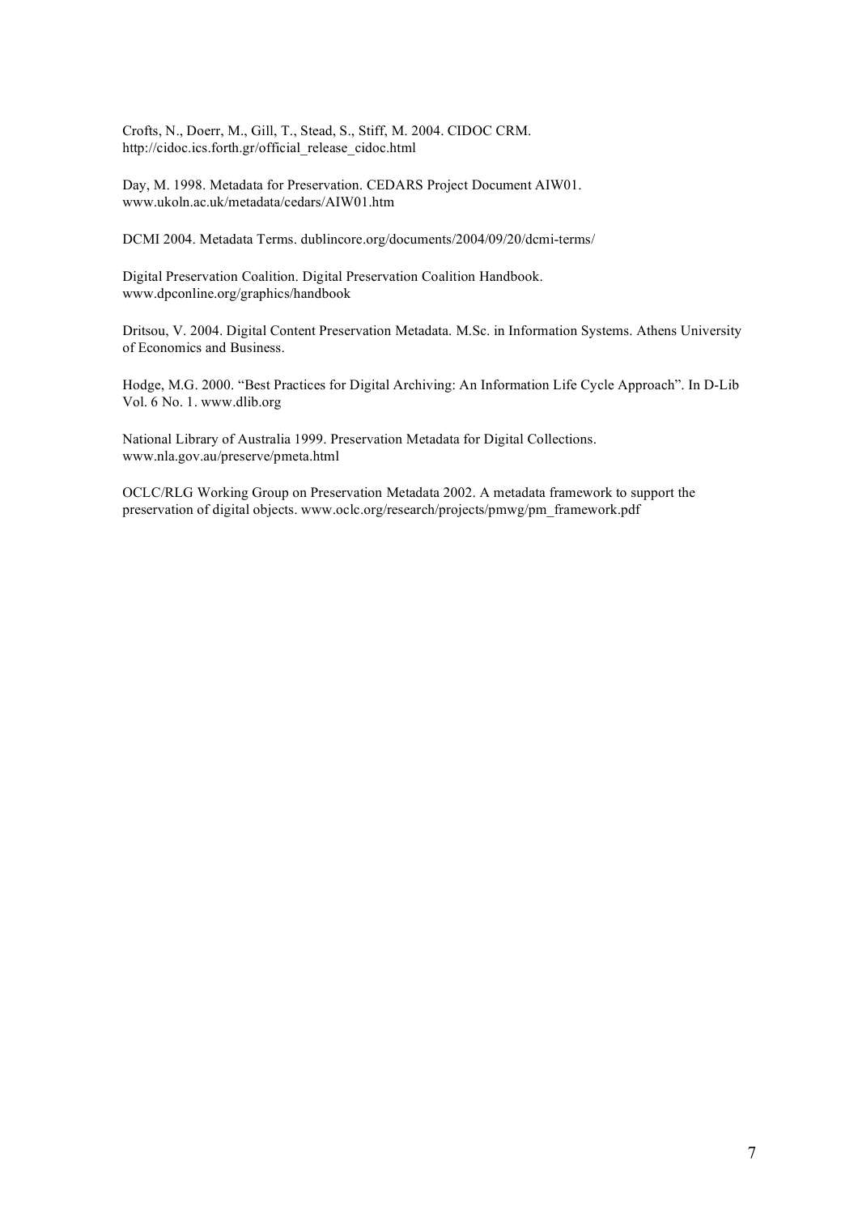Crofts, N., Doerr, M., Gill, T., Stead, S., Stiff, M. 2004. CIDOC CRM. http://cidoc.ics.forth.gr/official_release_cidoc.html

Day, M. 1998. Metadata for Preservation. CEDARS Project Document AIW01. www.ukoln.ac.uk/metadata/cedars/AIW01.htm

DCMI 2004. Metadata Terms. dublincore.org/documents/2004/09/20/dcmi-terms/

Digital Preservation Coalition. Digital Preservation Coalition Handbook. www.dpconline.org/graphics/handbook

Dritsou, V. 2004. Digital Content Preservation Metadata. M.Sc. in Information Systems. Athens University of Economics and Business.

Hodge, M.G. 2000. "Best Practices for Digital Archiving: An Information Life Cycle Approach". In D-Lib Vol. 6 No. 1. www.dlib.org

National Library of Australia 1999. Preservation Metadata for Digital Collections. www.nla.gov.au/preserve/pmeta.html

OCLC/RLG Working Group on Preservation Metadata 2002. A metadata framework to support the preservation of digital objects. www.oclc.org/research/projects/pmwg/pm_framework.pdf